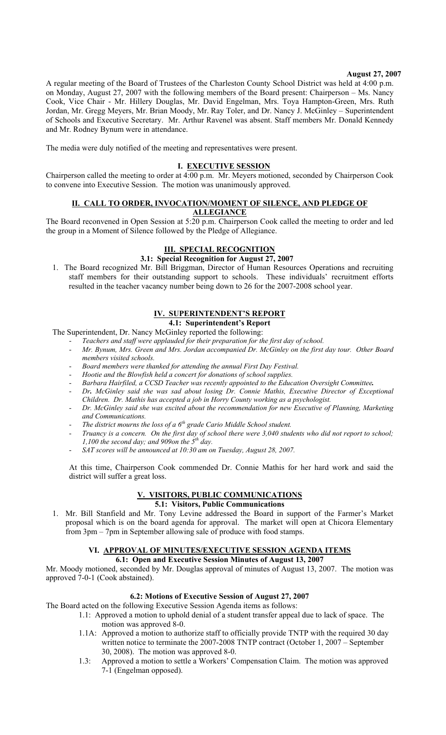**August 27, 2007**

A regular meeting of the Board of Trustees of the Charleston County School District was held at 4:00 p.m. on Monday, August 27, 2007 with the following members of the Board present: Chairperson – Ms. Nancy Cook, Vice Chair - Mr. Hillery Douglas, Mr. David Engelman, Mrs. Toya Hampton-Green, Mrs. Ruth Jordan, Mr. Gregg Meyers, Mr. Brian Moody, Mr. Ray Toler, and Dr. Nancy J. McGinley – Superintendent of Schools and Executive Secretary. Mr. Arthur Ravenel was absent. Staff members Mr. Donald Kennedy and Mr. Rodney Bynum were in attendance.

The media were duly notified of the meeting and representatives were present.

## I. EXECUTIVE SESSION

Chairperson called the meeting to order at 4:00 p.m. Mr. Meyers motioned, seconded by Chairperson Cook to convene into Executive Session. The motion was unanimously approved.

## II. CALL TO ORDER, INVOCATION/MOMENT OF SILENCE, AND PLEDGE OF ALLEGIANCE

The Board reconvened in Open Session at 5:20 p.m. Chairperson Cook called the meeting to order and led the group in a Moment of Silence followed by the Pledge of Allegiance.

## III. SPECIAL RECOGNITION

### 3.1: Special Recognition for August 27, 2007

1. The Board recognized Mr. Bill Briggman, Director of Human Resources Operations and recruiting staff members for their outstanding support to schools. These individuals' recruitment efforts resulted in the teacher vacancy number being down to 26 for the 2007-2008 school year.

## IV. SUPERINTENDENT'S REPORT

### 4.1: Superintendent's Report

The Superintendent, Dr. Nancy McGinley reported the following:

- *Teachers and staff were applauded for their preparation for the first day of school.*
- *Mr. Bynum, Mrs. Green and Mrs. Jordan accompanied Dr. McGinley on the first day tour. Other Board members visited schools.*
- *Board members were thanked for attending the annual First Day Festival.*
- *Hootie and the Blowfish held a concert for donations of school supplies.*
- *Barbara Hairfiled, a CCSD Teacher was recently appointed to the Education Oversight Committee.*
- *Dr. McGinley said she was sad about losing Dr. Connie Mathis, Executive Director of Exceptional Children. Dr. Mathis has accepted a job in Horry County working as a psychologist.*
- *Dr. McGinley said she was excited about the recommendation for new Executive of Planning, Marketing and Communications.*
- *The district mourns the loss of a 6th grade Cario Middle School student.*
- *Truancy is a concern. On the first day of school there were 3,040 students who did not report to school; 1,100 the second day; and 909on the 5th day.*
- *SAT scores will be announced at 10:30 am on Tuesday, August 28, 2007.*

At this time, Chairperson Cook commended Dr. Connie Mathis for her hard work and said the district will suffer a great loss.

## V. VISITORS, PUBLIC COMMUNICATIONS

### 5.1: Visitors, Public Communications

1. Mr. Bill Stanfield and Mr. Tony Levine addressed the Board in support of the Farmer's Market proposal which is on the board agenda for approval. The market will open at Chicora Elementary from 3pm – 7pm in September allowing sale of produce with food stamps.

## VI. APPROVAL OF MINUTES/EXECUTIVE SESSION AGENDA ITEMS

### 6.1: Open and Executive Session Minutes of August 13, 2007

Mr. Moody motioned, seconded by Mr. Douglas approval of minutes of August 13, 2007. The motion was approved 7-0-1 (Cook abstained).

### 6.2: Motions of Executive Session of August 27, 2007

The Board acted on the following Executive Session Agenda items as follows:

- 1.1: Approved a motion to uphold denial of a student transfer appeal due to lack of space. The motion was approved 8-0.
- 1.1A: Approved a motion to authorize staff to officially provide TNTP with the required 30 day written notice to terminate the 2007-2008 TNTP contract (October 1, 2007 – September 30, 2008). The motion was approved 8-0.
- 1.3: Approved a motion to settle a Workers' Compensation Claim. The motion was approved 7-1 (Engelman opposed).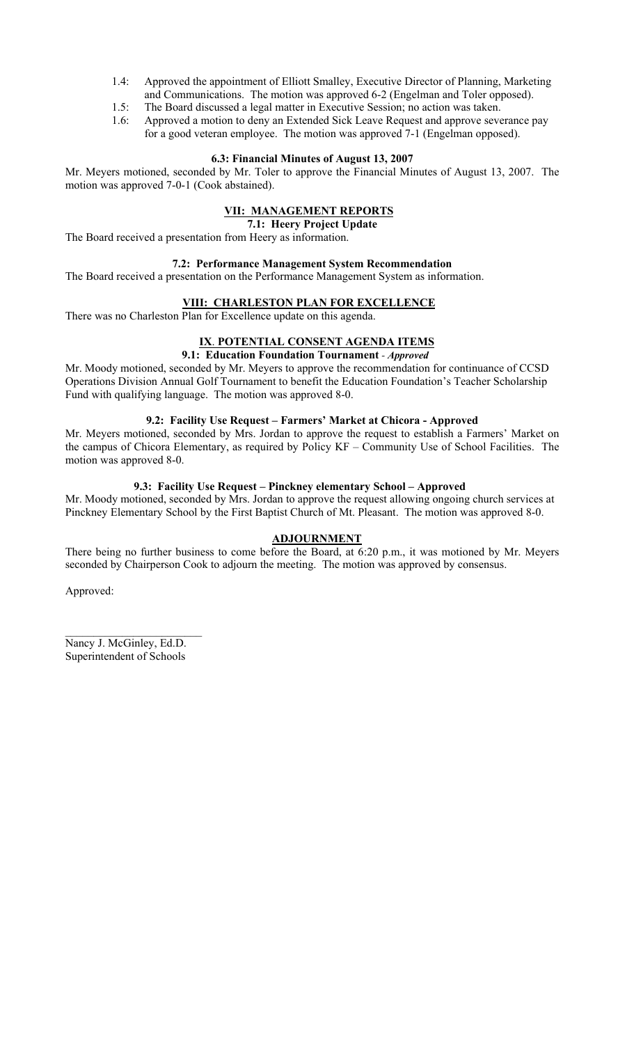1.4: Approved the appointment of Elliott Smalley, Executive Director of Planning, Marketing and Communications. The motion was approved 6-2 (Engelman and Toler opposed).

1.5: The Board discussed a legal matter in Executive Session; no action was taken.

1.6: Approved a motion to deny an Extended Sick Leave Request and approve severance pay for a good veteran employee. The motion was approved 7-1 (Engelman opposed).

**6.3: Financial Minutes of August 13, 2007**

Mr. Meyers motioned, seconded by Mr. Toler to approve the Financial Minutes of August 13, 2007. The motion was approved 7-0-1 (Cook abstained).

## VII: MANAGEMENT REPORTS

**7.1: Heery Project Update**

The Board received a presentation from Heery as information.

**7.2: Performance Management System Recommendation**

The Board received a presentation on the Performance Management System as information.

## VIII: CHARLESTON PLAN FOR EXCELLENCE

There was no Charleston Plan for Excellence update on this agenda.

## IX. POTENTIAL CONSENT AGENDA ITEMS

**9.1: Education Foundation Tournament** - ***Approved***

Mr. Moody motioned, seconded by Mr. Meyers to approve the recommendation for continuance of CCSD Operations Division Annual Golf Tournament to benefit the Education Foundation's Teacher Scholarship Fund with qualifying language. The motion was approved 8-0.

**9.2: Facility Use Request – Farmers' Market at Chicora - Approved**

Mr. Meyers motioned, seconded by Mrs. Jordan to approve the request to establish a Farmers' Market on the campus of Chicora Elementary, as required by Policy KF – Community Use of School Facilities. The motion was approved 8-0.

**9.3: Facility Use Request – Pinckney elementary School – Approved**

Mr. Moody motioned, seconded by Mrs. Jordan to approve the request allowing ongoing church services at Pinckney Elementary School by the First Baptist Church of Mt. Pleasant. The motion was approved 8-0.

## ADJOURNMENT

There being no further business to come before the Board, at 6:20 p.m., it was motioned by Mr. Meyers seconded by Chairperson Cook to adjourn the meeting. The motion was approved by consensus.

Approved:

\_\_\_\_\_\_\_\_\_\_\_\_\_\_\_\_\_\_\_\_\_\_\_\_

Nancy J. McGinley, Ed.D.
Superintendent of Schools